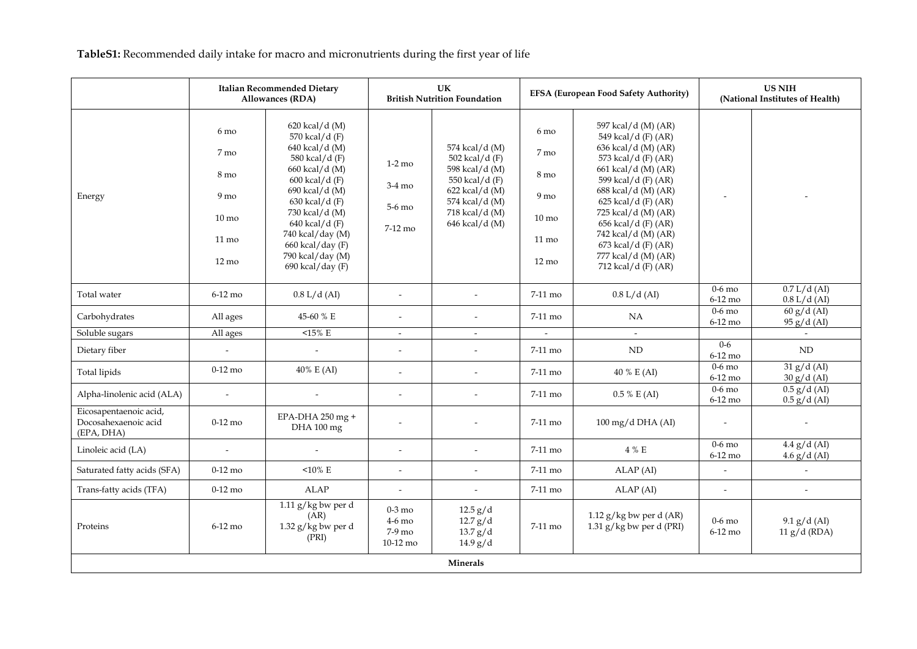**TableS1:** Recommended daily intake for macro and micronutrients during the first year of life

| | Italian Recommended Dietary Allowances (RDA) | | UK British Nutrition Foundation | | EFSA (European Food Safety Authority) | | US NIH (National Institutes of Health) | |
|---|---|---|---|---|---|---|---|---|
| Energy | 6 mo<br>7 mo<br>8 mo<br>9 mo<br>10 mo<br>11 mo<br>12 mo | 620 kcal/d (M)<br>570 kcal/d (F)<br>640 kcal/d (M)<br>580 kcal/d (F)<br>660 kcal/d (M)<br>600 kcal/d (F)<br>690 kcal/d (M)<br>630 kcal/d (F)<br>730 kcal/d (M)<br>640 kcal/d (F)<br>740 kcal/day (M)<br>660 kcal/day (F)<br>790 kcal/day (M)<br>690 kcal/day (F) | 1-2 mo<br>3-4 mo<br>5-6 mo<br>7-12 mo | 574 kcal/d (M)<br>502 kcal/d (F)<br>598 kcal/d (M)<br>550 kcal/d (F)<br>622 kcal/d (M)<br>574 kcal/d (M)<br>718 kcal/d (M)<br>646 kcal/d (M) | 6 mo<br>7 mo<br>8 mo<br>9 mo<br>10 mo<br>11 mo<br>12 mo | 597 kcal/d (M) (AR)<br>549 kcal/d (F) (AR)<br>636 kcal/d (M) (AR)<br>573 kcal/d (F) (AR)<br>661 kcal/d (M) (AR)<br>599 kcal/d (F) (AR)<br>688 kcal/d (M) (AR)<br>625 kcal/d (F) (AR)<br>725 kcal/d (M) (AR)<br>656 kcal/d (F) (AR)<br>742 kcal/d (M) (AR)<br>673 kcal/d (F) (AR)<br>777 kcal/d (M) (AR)<br>712 kcal/d (F) (AR) | - | - |
| Total water | 6-12 mo | 0.8 L/d (AI) | - | - | 7-11 mo | 0.8 L/d (AI) | 0-6 mo<br>6-12 mo | 0.7 L/d (AI)<br>0.8 L/d (AI) |
| Carbohydrates | All ages | 45-60 % E | - | - | 7-11 mo | NA | 0-6 mo<br>6-12 mo | 60 g/d (AI)<br>95 g/d (AI) |
| Soluble sugars | All ages | <15% E | - | - | - | - | | - |
| Dietary fiber | - | - | - | - | 7-11 mo | ND | 0-6<br>6-12 mo | ND |
| Total lipids | 0-12 mo | 40% E (AI) | - | - | 7-11 mo | 40 % E (AI) | 0-6 mo<br>6-12 mo | 31 g/d (AI)<br>30 g/d (AI) |
| Alpha-linolenic acid (ALA) | - | - | - | - | 7-11 mo | 0.5 % E (AI) | 0-6 mo<br>6-12 mo | 0.5 g/d (AI)<br>0.5 g/d (AI) |
| Eicosapentaenoic acid, Docosahexaenoic acid (EPA, DHA) | 0-12 mo | EPA-DHA 250 mg + DHA 100 mg | - | - | 7-11 mo | 100 mg/d DHA (AI) | - | - |
| Linoleic acid (LA) | - | - | - | - | 7-11 mo | 4 % E | 0-6 mo<br>6-12 mo | 4.4 g/d (AI)<br>4.6 g/d (AI) |
| Saturated fatty acids (SFA) | 0-12 mo | <10% E | - | - | 7-11 mo | ALAP (AI) | - | - |
| Trans-fatty acids (TFA) | 0-12 mo | ALAP | - | - | 7-11 mo | ALAP (AI) | - | - |
| Proteins | 6-12 mo | 1.11 g/kg bw per d (AR)<br>1.32 g/kg bw per d (PRI) | 0-3 mo<br>4-6 mo<br>7-9 mo<br>10-12 mo | 12.5 g/d<br>12.7 g/d<br>13.7 g/d<br>14.9 g/d | 7-11 mo | 1.12 g/kg bw per d (AR)<br>1.31 g/kg bw per d (PRI) | 0-6 mo<br>6-12 mo | 9.1 g/d (AI)<br>11 g/d (RDA) |
| **Minerals** | | | | | | | | |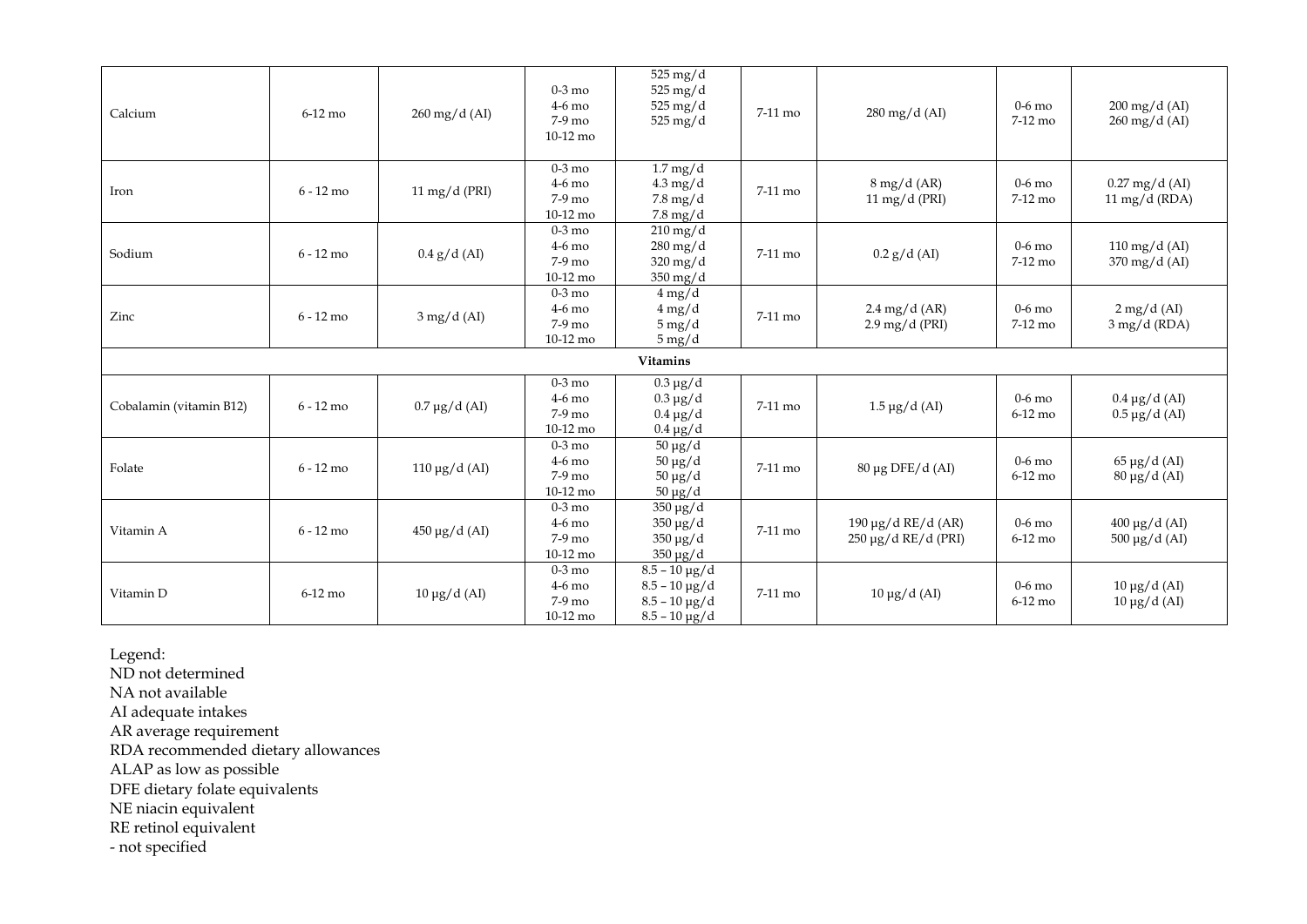| | | | | | | | | |
|---|---|---|---|---|---|---|---|---|
| Calcium | 6-12 mo | 260 mg/d (AI) | 0-3 mo<br>4-6 mo<br>7-9 mo<br>10-12 mo | 525 mg/d<br>525 mg/d<br>525 mg/d<br>525 mg/d | 7-11 mo | 280 mg/d (AI) | 0-6 mo<br>7-12 mo | 200 mg/d (AI)<br>260 mg/d (AI) |
| Iron | 6 - 12 mo | 11 mg/d (PRI) | 0-3 mo<br>4-6 mo<br>7-9 mo<br>10-12 mo | 1.7 mg/d<br>4.3 mg/d<br>7.8 mg/d<br>7.8 mg/d | 7-11 mo | 8 mg/d (AR)<br>11 mg/d (PRI) | 0-6 mo<br>7-12 mo | 0.27 mg/d (AI)<br>11 mg/d (RDA) |
| Sodium | 6 - 12 mo | 0.4 g/d (AI) | 0-3 mo<br>4-6 mo<br>7-9 mo<br>10-12 mo | 210 mg/d<br>280 mg/d<br>320 mg/d<br>350 mg/d | 7-11 mo | 0.2 g/d (AI) | 0-6 mo<br>7-12 mo | 110 mg/d (AI)<br>370 mg/d (AI) |
| Zinc | 6 - 12 mo | 3 mg/d (AI) | 0-3 mo<br>4-6 mo<br>7-9 mo<br>10-12 mo | 4 mg/d<br>4 mg/d<br>5 mg/d<br>5 mg/d | 7-11 mo | 2.4 mg/d (AR)<br>2.9 mg/d (PRI) | 0-6 mo<br>7-12 mo | 2 mg/d (AI)<br>3 mg/d (RDA) |
| **Vitamins** | | | | | | | | |
| Cobalamin (vitamin B12) | 6 - 12 mo | 0.7 μg/d (AI) | 0-3 mo<br>4-6 mo<br>7-9 mo<br>10-12 mo | 0.3 μg/d<br>0.3 μg/d<br>0.4 μg/d<br>0.4 μg/d | 7-11 mo | 1.5 μg/d (AI) | 0-6 mo<br>6-12 mo | 0.4 μg/d (AI)<br>0.5 μg/d (AI) |
| Folate | 6 - 12 mo | 110 μg/d (AI) | 0-3 mo<br>4-6 mo<br>7-9 mo<br>10-12 mo | 50 μg/d<br>50 μg/d<br>50 μg/d<br>50 μg/d | 7-11 mo | 80 μg DFE/d (AI) | 0-6 mo<br>6-12 mo | 65 μg/d (AI)<br>80 μg/d (AI) |
| Vitamin A | 6 - 12 mo | 450 μg/d (AI) | 0-3 mo<br>4-6 mo<br>7-9 mo<br>10-12 mo | 350 μg/d<br>350 μg/d<br>350 μg/d<br>350 μg/d | 7-11 mo | 190 μg/d RE/d (AR)<br>250 μg/d RE/d (PRI) | 0-6 mo<br>6-12 mo | 400 μg/d (AI)<br>500 μg/d (AI) |
| Vitamin D | 6-12 mo | 10 μg/d (AI) | 0-3 mo<br>4-6 mo<br>7-9 mo<br>10-12 mo | 8.5 – 10 μg/d<br>8.5 – 10 μg/d<br>8.5 – 10 μg/d<br>8.5 – 10 μg/d | 7-11 mo | 10 μg/d (AI) | 0-6 mo<br>6-12 mo | 10 μg/d (AI)<br>10 μg/d (AI) |

Legend:
ND not determined
NA not available
AI adequate intakes
AR average requirement
RDA recommended dietary allowances
ALAP as low as possible
DFE dietary folate equivalents
NE niacin equivalent
RE retinol equivalent
- not specified